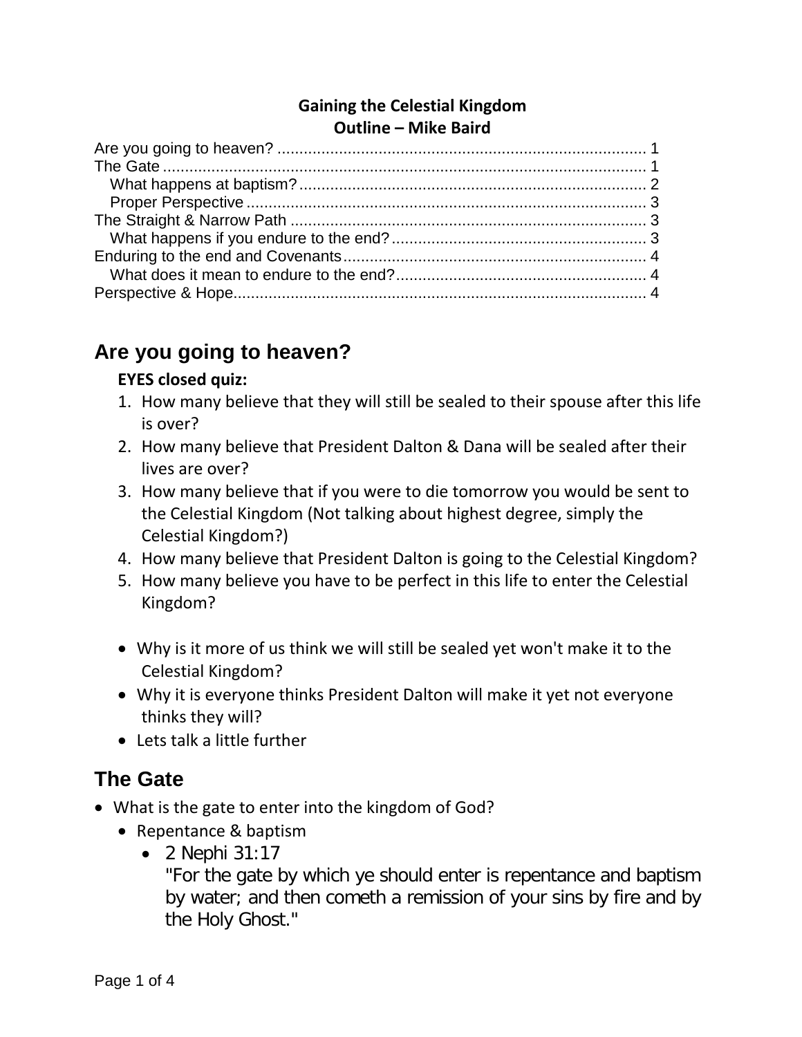**Gaining the Celestial Kingdom**
**Outline – Mike Baird**

Are you going to heaven? .................................................................................... 1
The Gate ............................................................................................................ 1
  What happens at baptism? .............................................................................. 2
  Proper Perspective .......................................................................................... 3
The Straight & Narrow Path ................................................................................ 3
  What happens if you endure to the end? .......................................................... 3
Enduring to the end and Covenants .................................................................... 4
  What does it mean to endure to the end? ......................................................... 4
Perspective & Hope.............................................................................................. 4

## Are you going to heaven?

**EYES closed quiz:**

1. How many believe that they will still be sealed to their spouse after this life is over?
2. How many believe that President Dalton & Dana will be sealed after their lives are over?
3. How many believe that if you were to die tomorrow you would be sent to the Celestial Kingdom (Not talking about highest degree, simply the Celestial Kingdom?)
4. How many believe that President Dalton is going to the Celestial Kingdom?
5. How many believe you have to be perfect in this life to enter the Celestial Kingdom?

- Why is it more of us think we will still be sealed yet won't make it to the Celestial Kingdom?
- Why it is everyone thinks President Dalton will make it yet not everyone thinks they will?
- Lets talk a little further

## The Gate

- What is the gate to enter into the kingdom of God?
  - Repentance & baptism
    - 2 Nephi 31:17
      "For the gate by which ye should enter is repentance and baptism by water; and then cometh a remission of your sins by fire and by the Holy Ghost."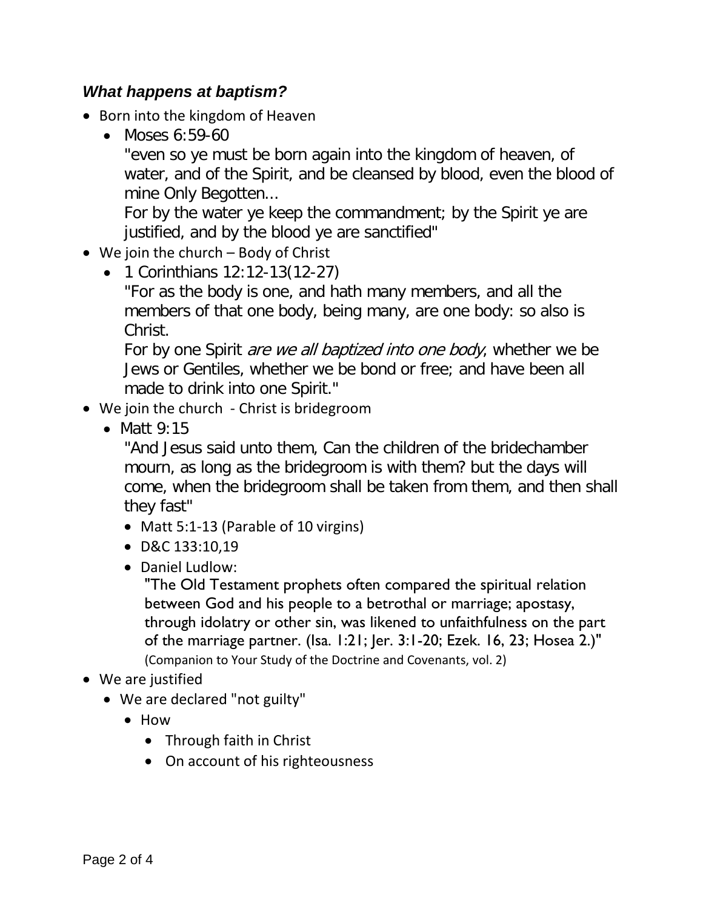### ***What happens at baptism?***

- Born into the kingdom of Heaven
  - Moses 6:59-60
    
    "even so ye must be born again into the kingdom of heaven, of water, and of the Spirit, and be cleansed by blood, even the blood of mine Only Begotten...
    
    For by the water ye keep the commandment; by the Spirit ye are justified, and by the blood ye are sanctified"
- We join the church – Body of Christ
  - 1 Corinthians 12:12-13(12-27)
    
    "For as the body is one, and hath many members, and all the members of that one body, being many, are one body: so also is Christ.
    
    For by one Spirit *are we all baptized into one body*, whether we be Jews or Gentiles, whether we be bond or free; and have been all made to drink into one Spirit."
- We join the church - Christ is bridegroom
  - Matt 9:15
    
    "And Jesus said unto them, Can the children of the bridechamber mourn, as long as the bridegroom is with them? but the days will come, when the bridegroom shall be taken from them, and then shall they fast"
    - Matt 5:1-13 (Parable of 10 virgins)
    - D&C 133:10,19
    - Daniel Ludlow:
      
      "The Old Testament prophets often compared the spiritual relation between God and his people to a betrothal or marriage; apostasy, through idolatry or other sin, was likened to unfaithfulness on the part of the marriage partner. (Isa. 1:21; Jer. 3:1-20; Ezek. 16, 23; Hosea 2.)"
      
      (Companion to Your Study of the Doctrine and Covenants, vol. 2)
- We are justified
  - We are declared "not guilty"
    - How
      - Through faith in Christ
      - On account of his righteousness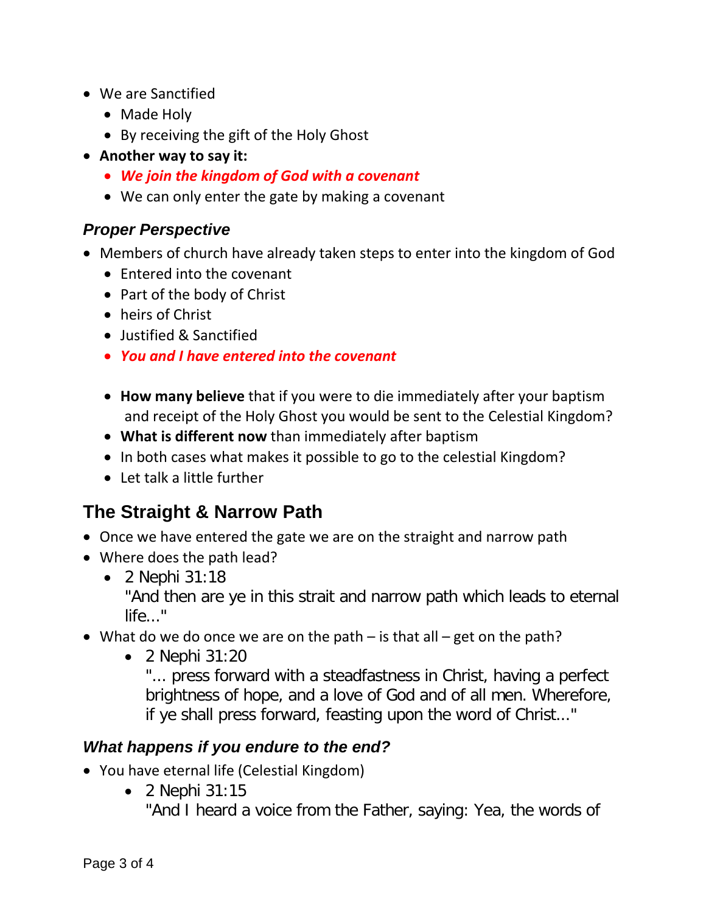- We are Sanctified
  - Made Holy
  - By receiving the gift of the Holy Ghost
- **Another way to say it:**
  - ***We join the kingdom of God with a covenant***
  - We can only enter the gate by making a covenant

### *Proper Perspective*

- Members of church have already taken steps to enter into the kingdom of God
  - Entered into the covenant
  - Part of the body of Christ
  - heirs of Christ
  - Justified & Sanctified
  - ***You and I have entered into the covenant***

  - **How many believe** that if you were to die immediately after your baptism and receipt of the Holy Ghost you would be sent to the Celestial Kingdom?
  - **What is different now** than immediately after baptism
  - In both cases what makes it possible to go to the celestial Kingdom?
  - Let talk a little further

## The Straight & Narrow Path

- Once we have entered the gate we are on the straight and narrow path
- Where does the path lead?
  - 2 Nephi 31:18
    "And then are ye in this strait and narrow path which leads to eternal life..."
- What do we do once we are on the path – is that all – get on the path?
  - 2 Nephi 31:20
    "... press forward with a steadfastness in Christ, having a perfect brightness of hope, and a love of God and of all men. Wherefore, if ye shall press forward, feasting upon the word of Christ..."

### *What happens if you endure to the end?*

- You have eternal life (Celestial Kingdom)
  - 2 Nephi 31:15
    "And I heard a voice from the Father, saying: Yea, the words of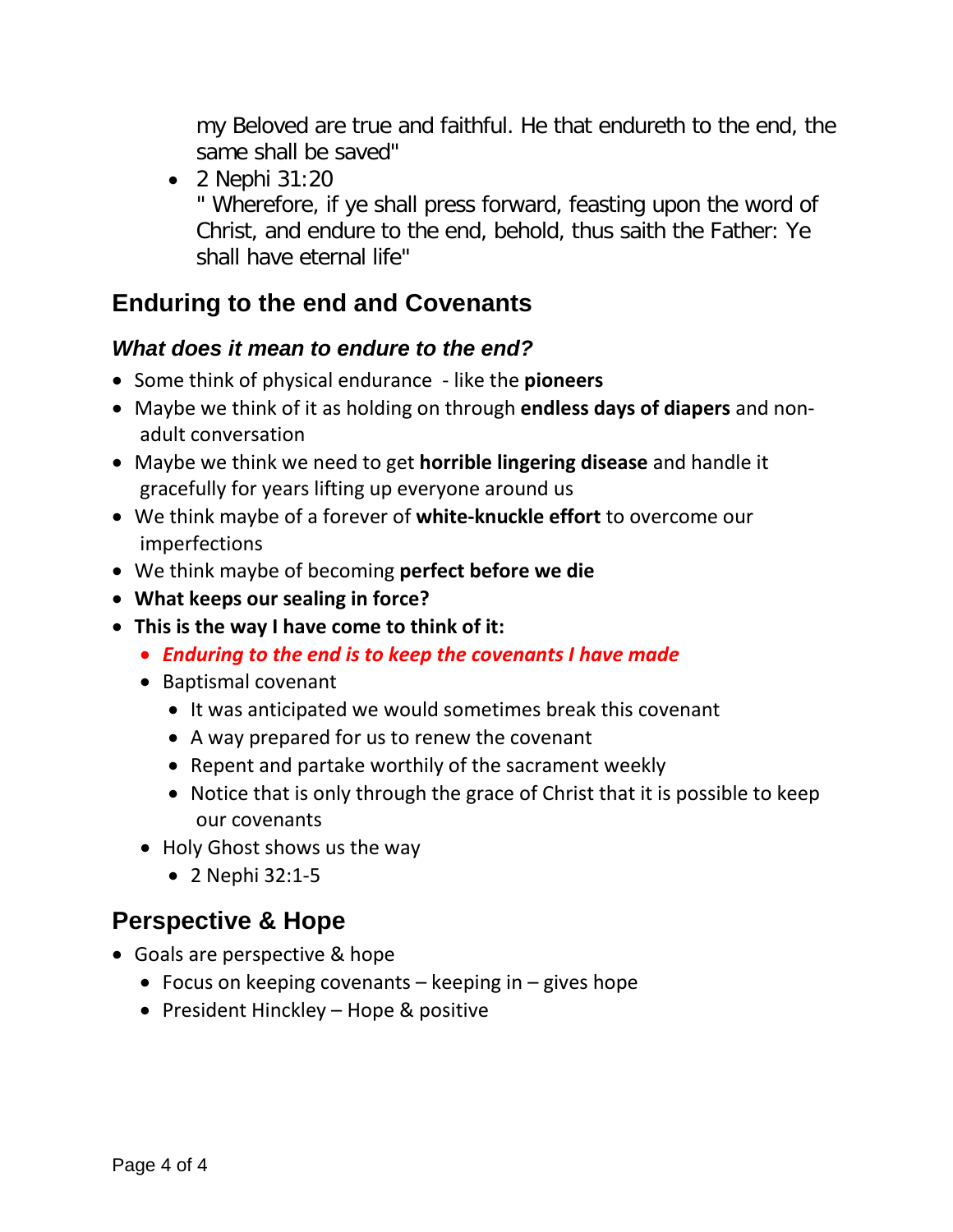my Beloved are true and faithful. He that endureth to the end, the same shall be saved"

- 2 Nephi 31:20
  " Wherefore, if ye shall press forward, feasting upon the word of Christ, and endure to the end, behold, thus saith the Father: Ye shall have eternal life"

## Enduring to the end and Covenants

### *What does it mean to endure to the end?*

- Some think of physical endurance  - like the **pioneers**
- Maybe we think of it as holding on through **endless days of diapers** and non-adult conversation
- Maybe we think we need to get **horrible lingering disease** and handle it gracefully for years lifting up everyone around us
- We think maybe of a forever of **white-knuckle effort** to overcome our imperfections
- We think maybe of becoming **perfect before we die**
- **What keeps our sealing in force?**
- **This is the way I have come to think of it:**
  - ***Enduring to the end is to keep the covenants I have made***
  - Baptismal covenant
    - It was anticipated we would sometimes break this covenant
    - A way prepared for us to renew the covenant
    - Repent and partake worthily of the sacrament weekly
    - Notice that is only through the grace of Christ that it is possible to keep our covenants
  - Holy Ghost shows us the way
    - 2 Nephi 32:1-5

## Perspective & Hope

- Goals are perspective & hope
  - Focus on keeping covenants – keeping in – gives hope
  - President Hinckley – Hope & positive